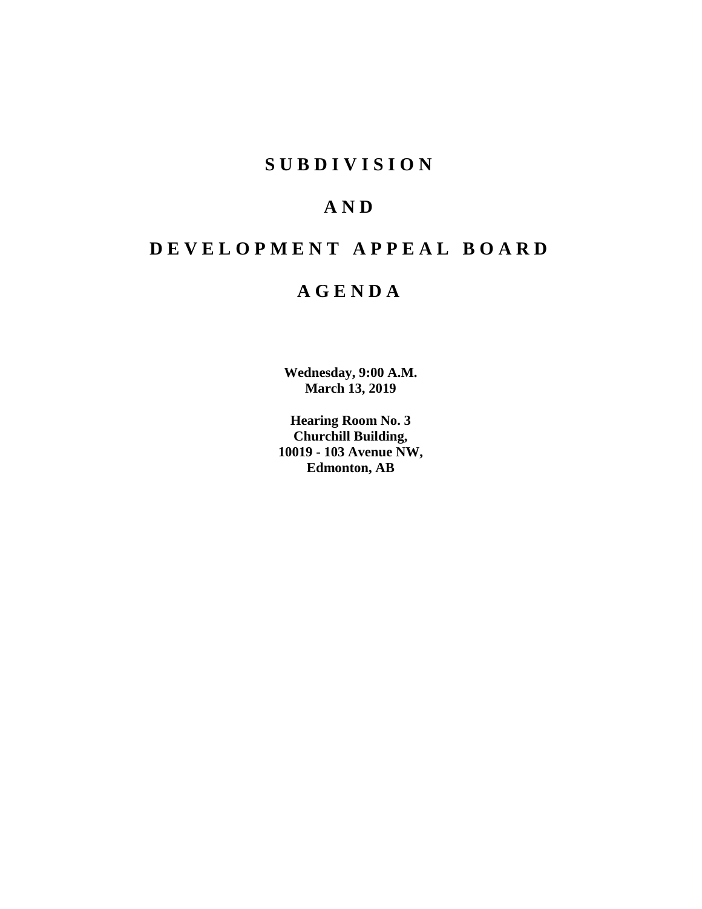# SUBDIVISION

# AND

# DEVELOPMENT APPEAL BOARD

# AGENDA

**Wednesday, 9:00 A.M.**
**March 13, 2019**

**Hearing Room No. 3**
**Churchill Building,**
**10019 - 103 Avenue NW,**
**Edmonton, AB**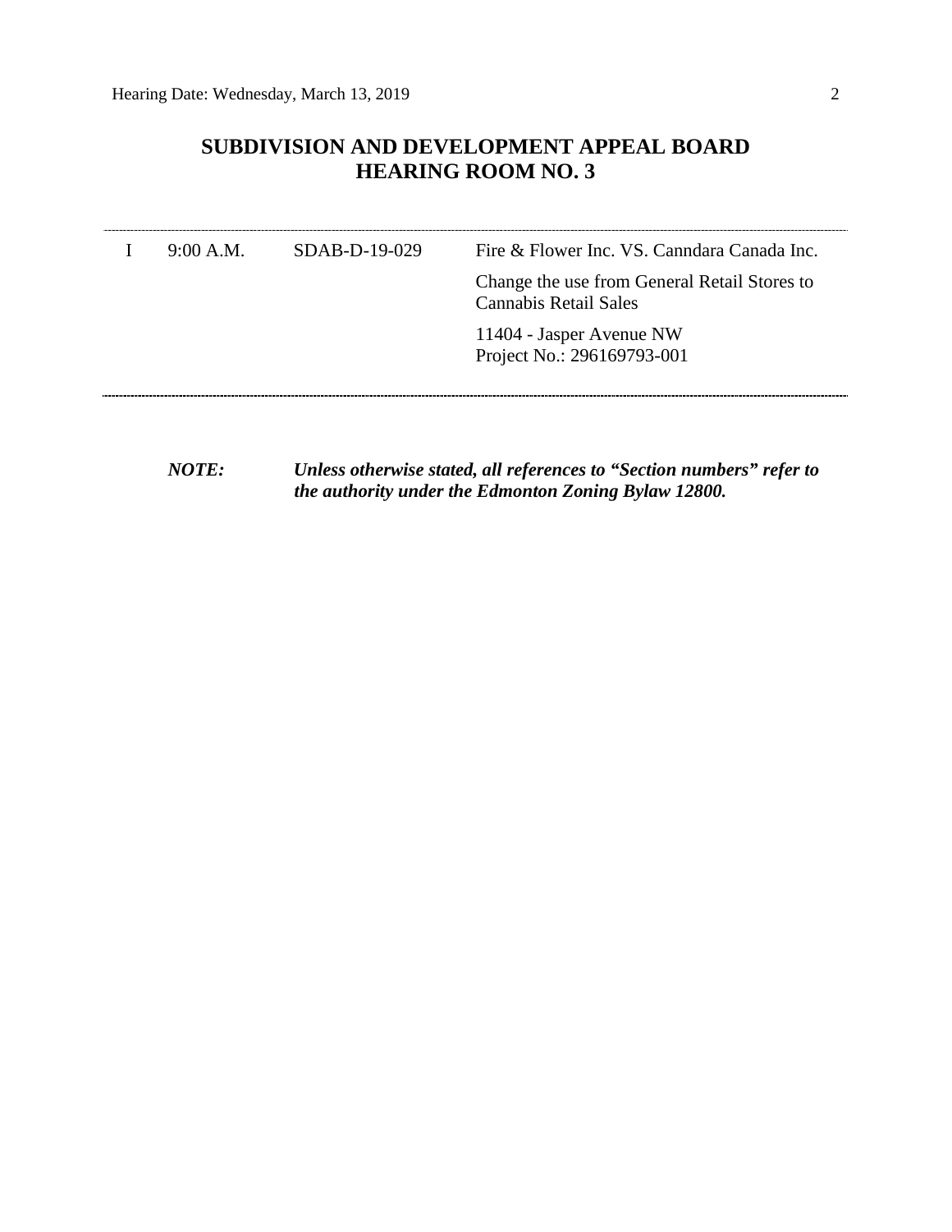# SUBDIVISION AND DEVELOPMENT APPEAL BOARD
# HEARING ROOM NO. 3

| | | | |
|---|---|---|---|
| I | 9:00 A.M. | SDAB-D-19-029 | Fire & Flower Inc. VS. Canndara Canada Inc. |
| | | | Change the use from General Retail Stores to Cannabis Retail Sales |
| | | | 11404 - Jasper Avenue NW<br>Project No.: 296169793-001 |

***NOTE:*** ***Unless otherwise stated, all references to "Section numbers" refer to the authority under the Edmonton Zoning Bylaw 12800.***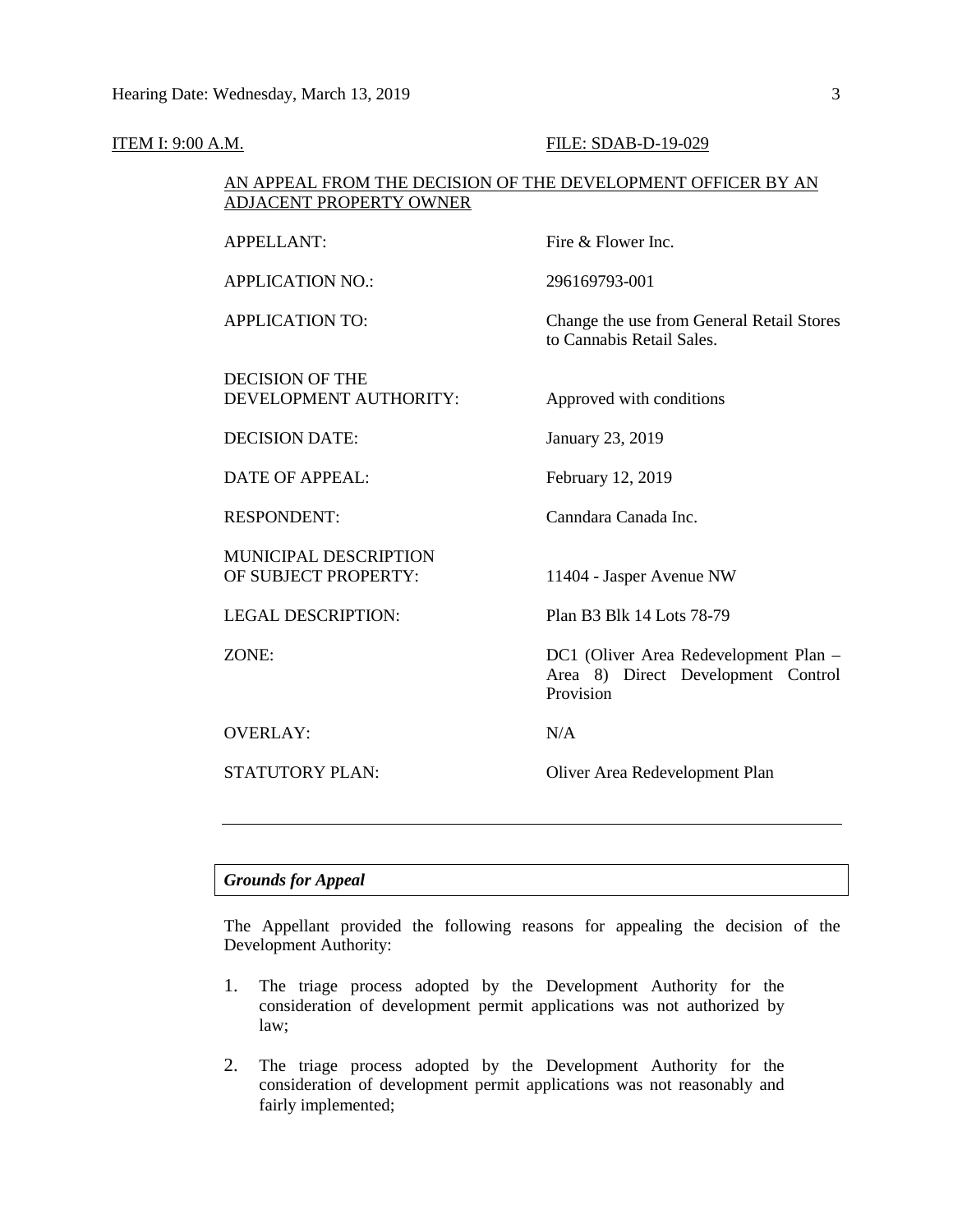ITEM I: 9:00 A.M. FILE: SDAB-D-19-029

AN APPEAL FROM THE DECISION OF THE DEVELOPMENT OFFICER BY AN ADJACENT PROPERTY OWNER

| | |
|---|---|
| APPELLANT: | Fire & Flower Inc. |
| APPLICATION NO.: | 296169793-001 |
| APPLICATION TO: | Change the use from General Retail Stores to Cannabis Retail Sales. |
| DECISION OF THE DEVELOPMENT AUTHORITY: | Approved with conditions |
| DECISION DATE: | January 23, 2019 |
| DATE OF APPEAL: | February 12, 2019 |
| RESPONDENT: | Canndara Canada Inc. |
| MUNICIPAL DESCRIPTION OF SUBJECT PROPERTY: | 11404 - Jasper Avenue NW |
| LEGAL DESCRIPTION: | Plan B3 Blk 14 Lots 78-79 |
| ZONE: | DC1 (Oliver Area Redevelopment Plan – Area 8) Direct Development Control Provision |
| OVERLAY: | N/A |
| STATUTORY PLAN: | Oliver Area Redevelopment Plan |

---

***Grounds for Appeal***

The Appellant provided the following reasons for appealing the decision of the Development Authority:

1. The triage process adopted by the Development Authority for the consideration of development permit applications was not authorized by law;

2. The triage process adopted by the Development Authority for the consideration of development permit applications was not reasonably and fairly implemented;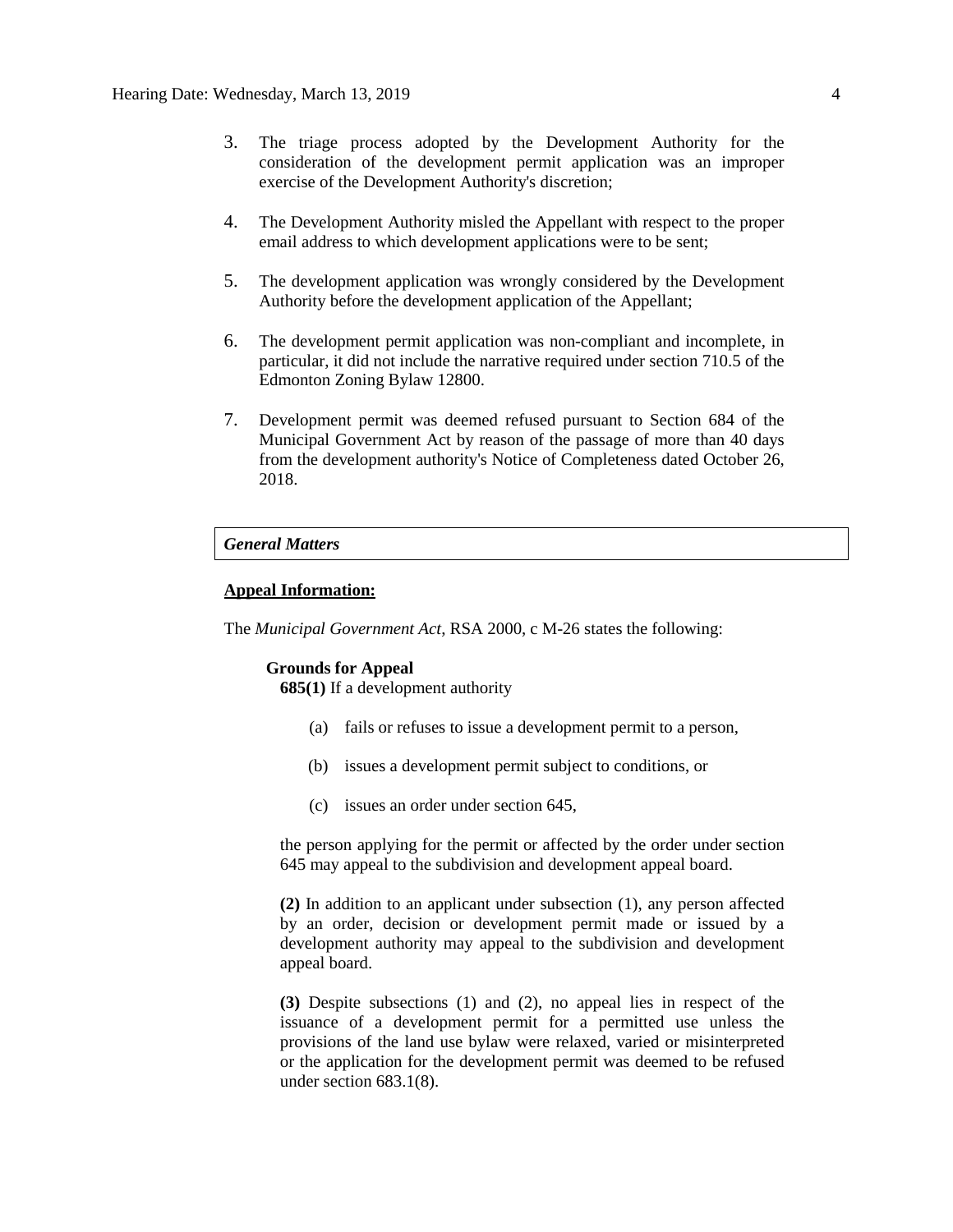3. The triage process adopted by the Development Authority for the consideration of the development permit application was an improper exercise of the Development Authority's discretion;

4. The Development Authority misled the Appellant with respect to the proper email address to which development applications were to be sent;

5. The development application was wrongly considered by the Development Authority before the development application of the Appellant;

6. The development permit application was non-compliant and incomplete, in particular, it did not include the narrative required under section 710.5 of the Edmonton Zoning Bylaw 12800.

7. Development permit was deemed refused pursuant to Section 684 of the Municipal Government Act by reason of the passage of more than 40 days from the development authority's Notice of Completeness dated October 26, 2018.

***General Matters***

**Appeal Information:**

The *Municipal Government Act*, RSA 2000, c M-26 states the following:

**Grounds for Appeal**

**685(1)** If a development authority

(a) fails or refuses to issue a development permit to a person,

(b) issues a development permit subject to conditions, or

(c) issues an order under section 645,

the person applying for the permit or affected by the order under section 645 may appeal to the subdivision and development appeal board.

**(2)** In addition to an applicant under subsection (1), any person affected by an order, decision or development permit made or issued by a development authority may appeal to the subdivision and development appeal board.

**(3)** Despite subsections (1) and (2), no appeal lies in respect of the issuance of a development permit for a permitted use unless the provisions of the land use bylaw were relaxed, varied or misinterpreted or the application for the development permit was deemed to be refused under section 683.1(8).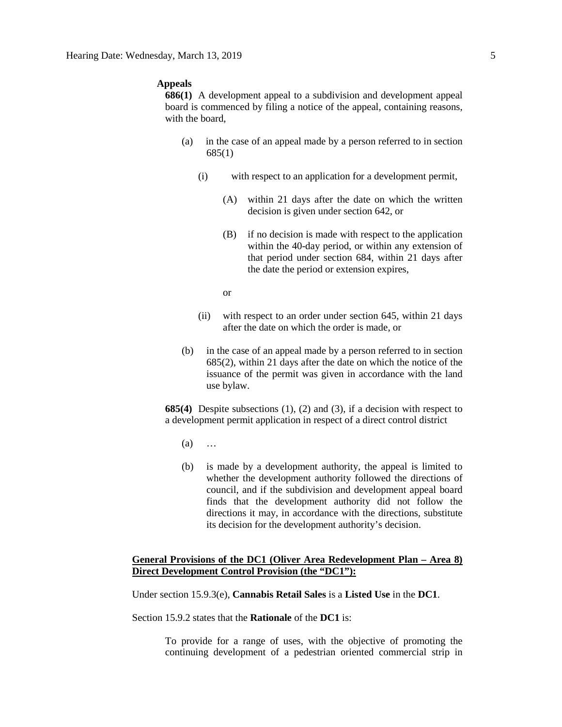**Appeals**

**686(1)** A development appeal to a subdivision and development appeal board is commenced by filing a notice of the appeal, containing reasons, with the board,

(a) in the case of an appeal made by a person referred to in section 685(1)

(i) with respect to an application for a development permit,

(A) within 21 days after the date on which the written decision is given under section 642, or

(B) if no decision is made with respect to the application within the 40-day period, or within any extension of that period under section 684, within 21 days after the date the period or extension expires,

or

(ii) with respect to an order under section 645, within 21 days after the date on which the order is made, or

(b) in the case of an appeal made by a person referred to in section 685(2), within 21 days after the date on which the notice of the issuance of the permit was given in accordance with the land use bylaw.

**685(4)** Despite subsections (1), (2) and (3), if a decision with respect to a development permit application in respect of a direct control district

(a) …

(b) is made by a development authority, the appeal is limited to whether the development authority followed the directions of council, and if the subdivision and development appeal board finds that the development authority did not follow the directions it may, in accordance with the directions, substitute its decision for the development authority's decision.

**<u>General Provisions of the DC1 (Oliver Area Redevelopment Plan – Area 8) Direct Development Control Provision (the "DC1"):</u>**

Under section 15.9.3(e), **Cannabis Retail Sales** is a **Listed Use** in the **DC1**.

Section 15.9.2 states that the **Rationale** of the **DC1** is:

> To provide for a range of uses, with the objective of promoting the continuing development of a pedestrian oriented commercial strip in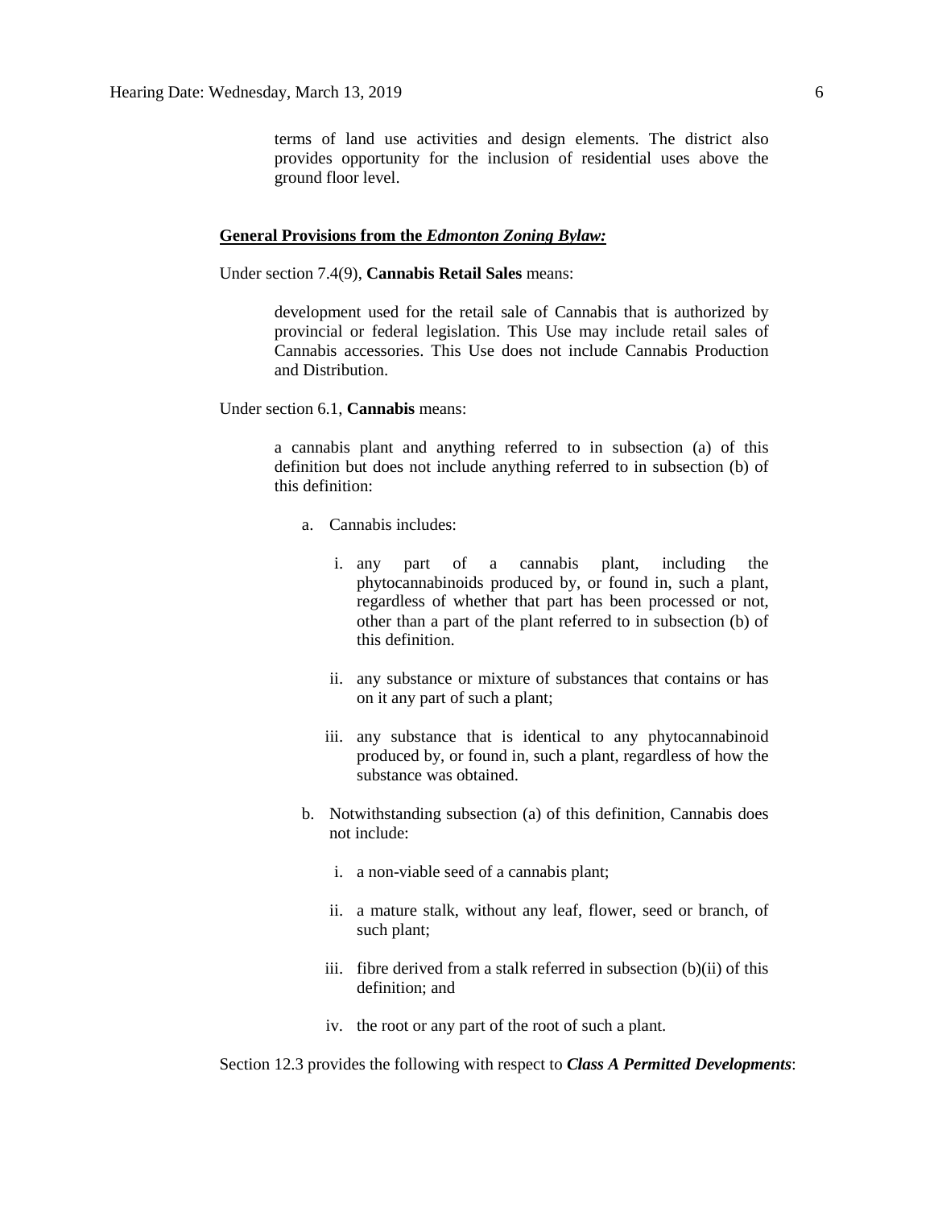> terms of land use activities and design elements. The district also provides opportunity for the inclusion of residential uses above the ground floor level.

**General Provisions from the *Edmonton Zoning Bylaw:***

Under section 7.4(9), **Cannabis Retail Sales** means:

> development used for the retail sale of Cannabis that is authorized by provincial or federal legislation. This Use may include retail sales of Cannabis accessories. This Use does not include Cannabis Production and Distribution.

Under section 6.1, **Cannabis** means:

> a cannabis plant and anything referred to in subsection (a) of this definition but does not include anything referred to in subsection (b) of this definition:
>
> a. Cannabis includes:
>
>    i. any part of a cannabis plant, including the phytocannabinoids produced by, or found in, such a plant, regardless of whether that part has been processed or not, other than a part of the plant referred to in subsection (b) of this definition.
>
>    ii. any substance or mixture of substances that contains or has on it any part of such a plant;
>
>    iii. any substance that is identical to any phytocannabinoid produced by, or found in, such a plant, regardless of how the substance was obtained.
>
> b. Notwithstanding subsection (a) of this definition, Cannabis does not include:
>
>    i. a non-viable seed of a cannabis plant;
>
>    ii. a mature stalk, without any leaf, flower, seed or branch, of such plant;
>
>    iii. fibre derived from a stalk referred in subsection (b)(ii) of this definition; and
>
>    iv. the root or any part of the root of such a plant.

Section 12.3 provides the following with respect to ***Class A Permitted Developments***: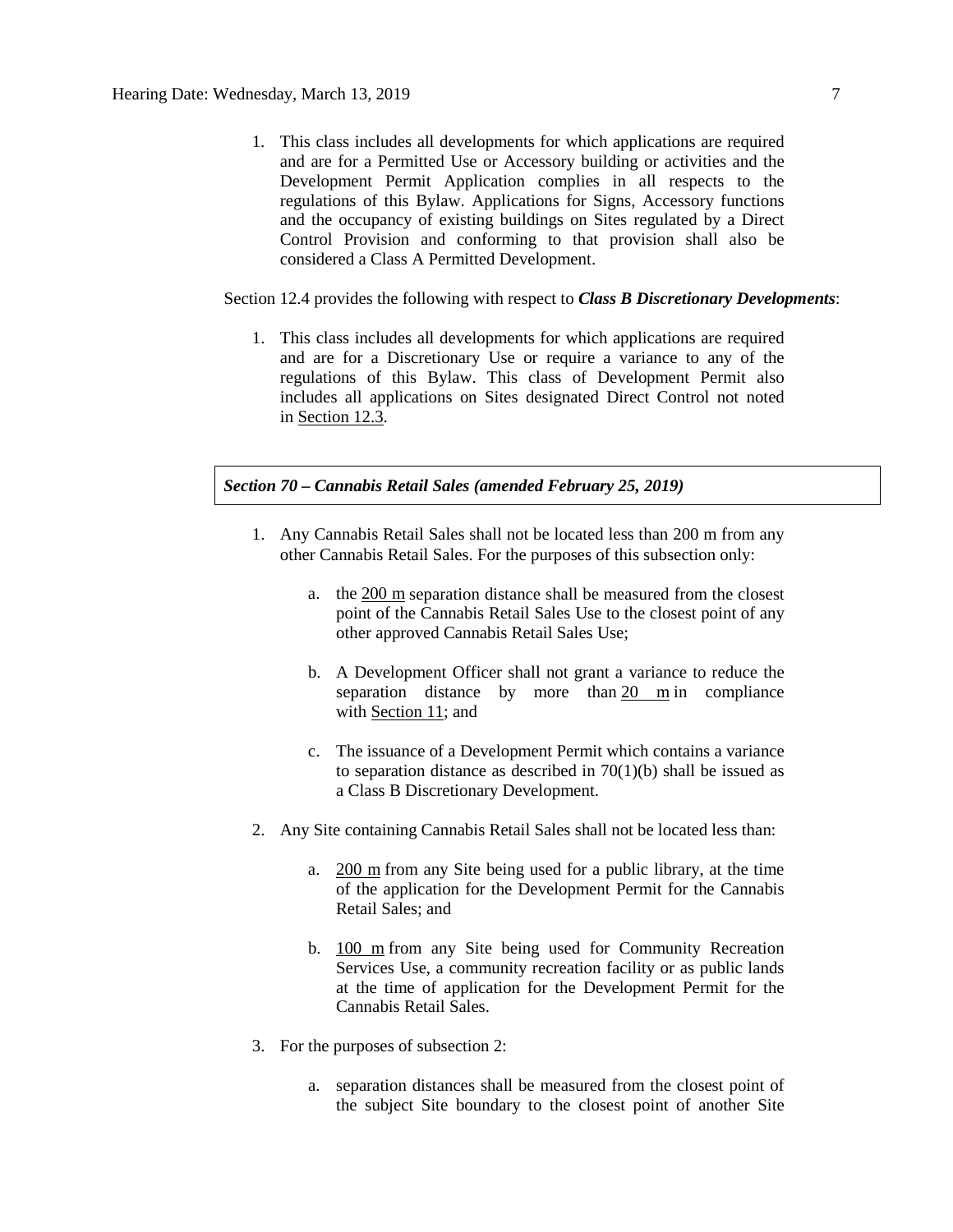1. This class includes all developments for which applications are required and are for a Permitted Use or Accessory building or activities and the Development Permit Application complies in all respects to the regulations of this Bylaw. Applications for Signs, Accessory functions and the occupancy of existing buildings on Sites regulated by a Direct Control Provision and conforming to that provision shall also be considered a Class A Permitted Development.

Section 12.4 provides the following with respect to ***Class B Discretionary Developments***:

1. This class includes all developments for which applications are required and are for a Discretionary Use or require a variance to any of the regulations of this Bylaw. This class of Development Permit also includes all applications on Sites designated Direct Control not noted in Section 12.3.

***Section 70 – Cannabis Retail Sales (amended February 25, 2019)***

1. Any Cannabis Retail Sales shall not be located less than 200 m from any other Cannabis Retail Sales. For the purposes of this subsection only:

    a. the 200 m separation distance shall be measured from the closest point of the Cannabis Retail Sales Use to the closest point of any other approved Cannabis Retail Sales Use;

    b. A Development Officer shall not grant a variance to reduce the separation distance by more than 20 m in compliance with Section 11; and

    c. The issuance of a Development Permit which contains a variance to separation distance as described in 70(1)(b) shall be issued as a Class B Discretionary Development.

2. Any Site containing Cannabis Retail Sales shall not be located less than:

    a. 200 m from any Site being used for a public library, at the time of the application for the Development Permit for the Cannabis Retail Sales; and

    b. 100 m from any Site being used for Community Recreation Services Use, a community recreation facility or as public lands at the time of application for the Development Permit for the Cannabis Retail Sales.

3. For the purposes of subsection 2:

    a. separation distances shall be measured from the closest point of the subject Site boundary to the closest point of another Site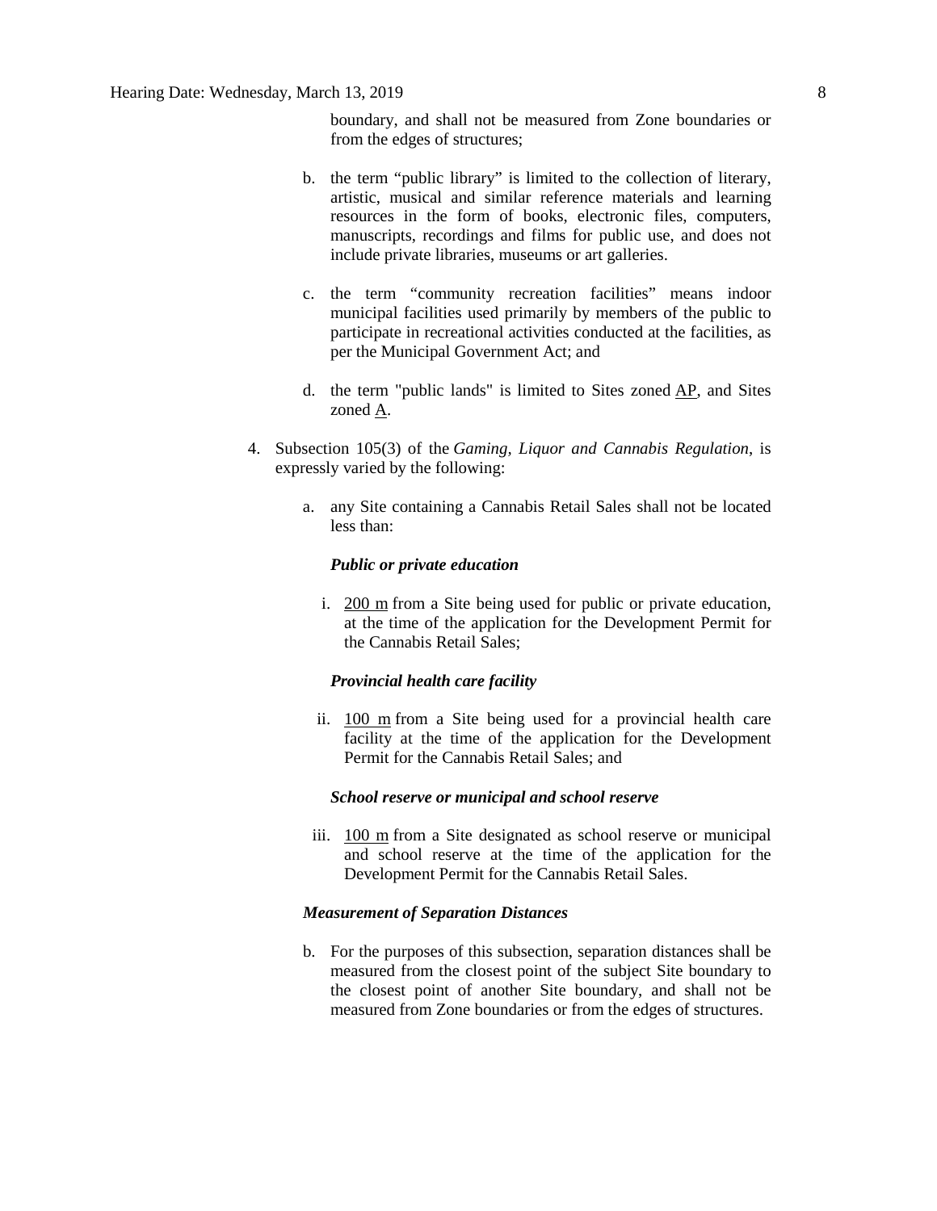boundary, and shall not be measured from Zone boundaries or from the edges of structures;

b. the term "public library" is limited to the collection of literary, artistic, musical and similar reference materials and learning resources in the form of books, electronic files, computers, manuscripts, recordings and films for public use, and does not include private libraries, museums or art galleries.

c. the term "community recreation facilities" means indoor municipal facilities used primarily by members of the public to participate in recreational activities conducted at the facilities, as per the Municipal Government Act; and

d. the term "public lands" is limited to Sites zoned AP, and Sites zoned A.

4. Subsection 105(3) of the *Gaming, Liquor and Cannabis Regulation*, is expressly varied by the following:

   a. any Site containing a Cannabis Retail Sales shall not be located less than:

      ***Public or private education***

      i. 200 m from a Site being used for public or private education, at the time of the application for the Development Permit for the Cannabis Retail Sales;

      ***Provincial health care facility***

      ii. 100 m from a Site being used for a provincial health care facility at the time of the application for the Development Permit for the Cannabis Retail Sales; and

      ***School reserve or municipal and school reserve***

      iii. 100 m from a Site designated as school reserve or municipal and school reserve at the time of the application for the Development Permit for the Cannabis Retail Sales.

   ***Measurement of Separation Distances***

   b. For the purposes of this subsection, separation distances shall be measured from the closest point of the subject Site boundary to the closest point of another Site boundary, and shall not be measured from Zone boundaries or from the edges of structures.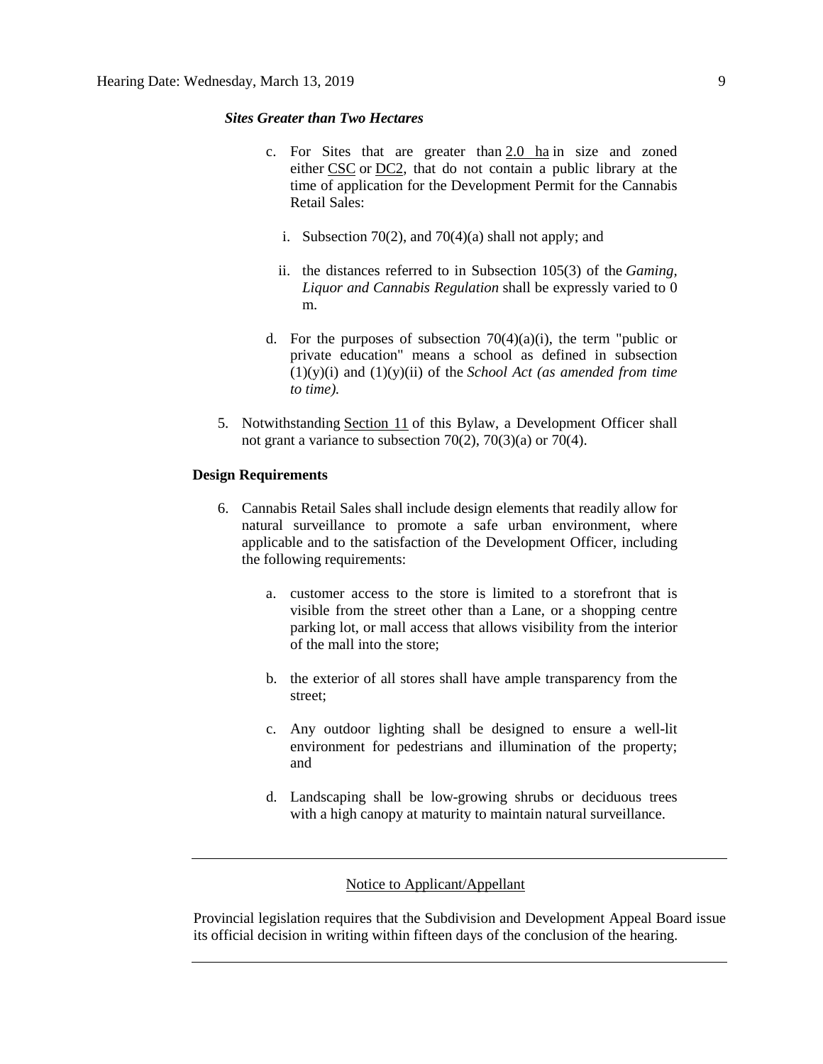***Sites Greater than Two Hectares***

c. For Sites that are greater than 2.0 ha in size and zoned either CSC or DC2, that do not contain a public library at the time of application for the Development Permit for the Cannabis Retail Sales:

   i. Subsection 70(2), and 70(4)(a) shall not apply; and

   ii. the distances referred to in Subsection 105(3) of the *Gaming, Liquor and Cannabis Regulation* shall be expressly varied to 0 m.

d. For the purposes of subsection 70(4)(a)(i), the term "public or private education" means a school as defined in subsection (1)(y)(i) and (1)(y)(ii) of the *School Act (as amended from time to time).*

5. Notwithstanding Section 11 of this Bylaw, a Development Officer shall not grant a variance to subsection 70(2), 70(3)(a) or 70(4).

**Design Requirements**

6. Cannabis Retail Sales shall include design elements that readily allow for natural surveillance to promote a safe urban environment, where applicable and to the satisfaction of the Development Officer, including the following requirements:

   a. customer access to the store is limited to a storefront that is visible from the street other than a Lane, or a shopping centre parking lot, or mall access that allows visibility from the interior of the mall into the store;

   b. the exterior of all stores shall have ample transparency from the street;

   c. Any outdoor lighting shall be designed to ensure a well-lit environment for pedestrians and illumination of the property; and

   d. Landscaping shall be low-growing shrubs or deciduous trees with a high canopy at maturity to maintain natural surveillance.

---

Notice to Applicant/Appellant

Provincial legislation requires that the Subdivision and Development Appeal Board issue its official decision in writing within fifteen days of the conclusion of the hearing.

---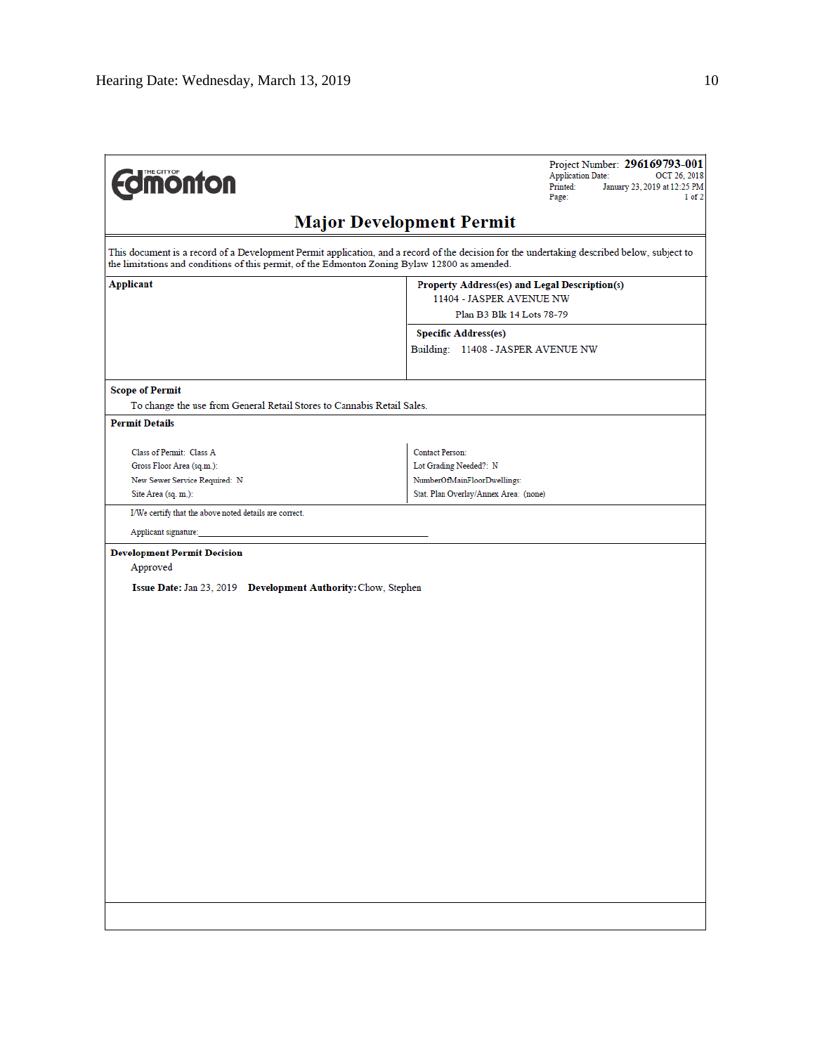THE CITY OF Edmonton

Project Number: **296169793-001**
Application Date: OCT 26, 2018
Printed: January 23, 2019 at 12:25 PM
Page: 1 of 2

# Major Development Permit

This document is a record of a Development Permit application, and a record of the decision for the undertaking described below, subject to the limitations and conditions of this permit, of the Edmonton Zoning Bylaw 12800 as amended.

| **Applicant** | **Property Address(es) and Legal Description(s)** |
|---|---|
| | 11404 - JASPER AVENUE NW<br>Plan B3 Blk 14 Lots 78-79 |
| | **Specific Address(es)**<br>Building: 11408 - JASPER AVENUE NW |

**Scope of Permit**

To change the use from General Retail Stores to Cannabis Retail Sales.

**Permit Details**

| | |
|---|---|
| Class of Permit: Class A | Contact Person: |
| Gross Floor Area (sq.m.): | Lot Grading Needed?: N |
| New Sewer Service Required: N | NumberOfMainFloorDwellings: |
| Site Area (sq. m.): | Stat. Plan Overlay/Annex Area: (none) |

I/We certify that the above noted details are correct.

Applicant signature:\_\_\_\_\_\_\_\_\_\_\_\_\_\_\_\_\_\_\_\_\_\_\_\_\_\_\_\_\_\_\_\_\_\_\_\_

**Development Permit Decision**

Approved

**Issue Date:** Jan 23, 2019 **Development Authority:** Chow, Stephen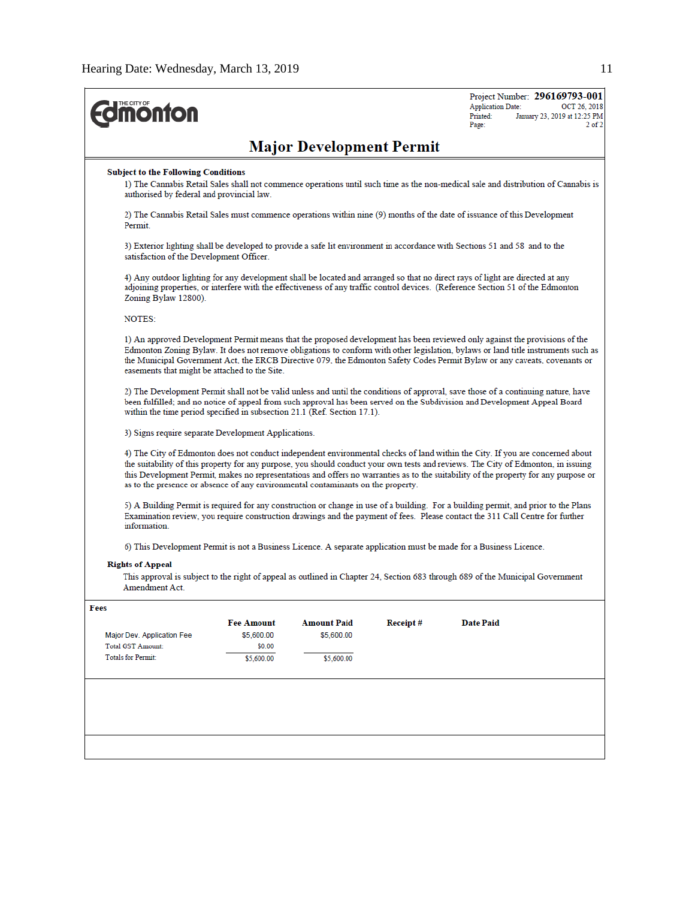THE CITY OF Edmonton

Project Number: **296169793-001**
Application Date: OCT 26, 2018
Printed: January 23, 2019 at 12:25 PM

# Major Development Permit

**Subject to the Following Conditions**

1) The Cannabis Retail Sales shall not commence operations until such time as the non-medical sale and distribution of Cannabis is authorised by federal and provincial law.

2) The Cannabis Retail Sales must commence operations within nine (9) months of the date of issuance of this Development Permit.

3) Exterior lighting shall be developed to provide a safe lit environment in accordance with Sections 51 and 58 and to the satisfaction of the Development Officer.

4) Any outdoor lighting for any development shall be located and arranged so that no direct rays of light are directed at any adjoining properties, or interfere with the effectiveness of any traffic control devices. (Reference Section 51 of the Edmonton Zoning Bylaw 12800).

NOTES:

1) An approved Development Permit means that the proposed development has been reviewed only against the provisions of the Edmonton Zoning Bylaw. It does not remove obligations to conform with other legislation, bylaws or land title instruments such as the Municipal Government Act, the ERCB Directive 079, the Edmonton Safety Codes Permit Bylaw or any caveats, covenants or easements that might be attached to the Site.

2) The Development Permit shall not be valid unless and until the conditions of approval, save those of a continuing nature, have been fulfilled; and no notice of appeal from such approval has been served on the Subdivision and Development Appeal Board within the time period specified in subsection 21.1 (Ref. Section 17.1).

3) Signs require separate Development Applications.

4) The City of Edmonton does not conduct independent environmental checks of land within the City. If you are concerned about the suitability of this property for any purpose, you should conduct your own tests and reviews. The City of Edmonton, in issuing this Development Permit, makes no representations and offers no warranties as to the suitability of the property for any purpose or as to the presence or absence of any environmental contaminants on the property.

5) A Building Permit is required for any construction or change in use of a building. For a building permit, and prior to the Plans Examination review, you require construction drawings and the payment of fees. Please contact the 311 Call Centre for further information.

6) This Development Permit is not a Business Licence. A separate application must be made for a Business Licence.

**Rights of Appeal**

This approval is subject to the right of appeal as outlined in Chapter 24, Section 683 through 689 of the Municipal Government Amendment Act.

**Fees**

| | Fee Amount | Amount Paid | Receipt # | Date Paid |
|---|---|---|---|---|
| Major Dev. Application Fee | $5,600.00 | $5,600.00 | | |
| Total GST Amount: | $0.00 | | | |
| Totals for Permit: | $5,600.00 | $5,600.00 | | |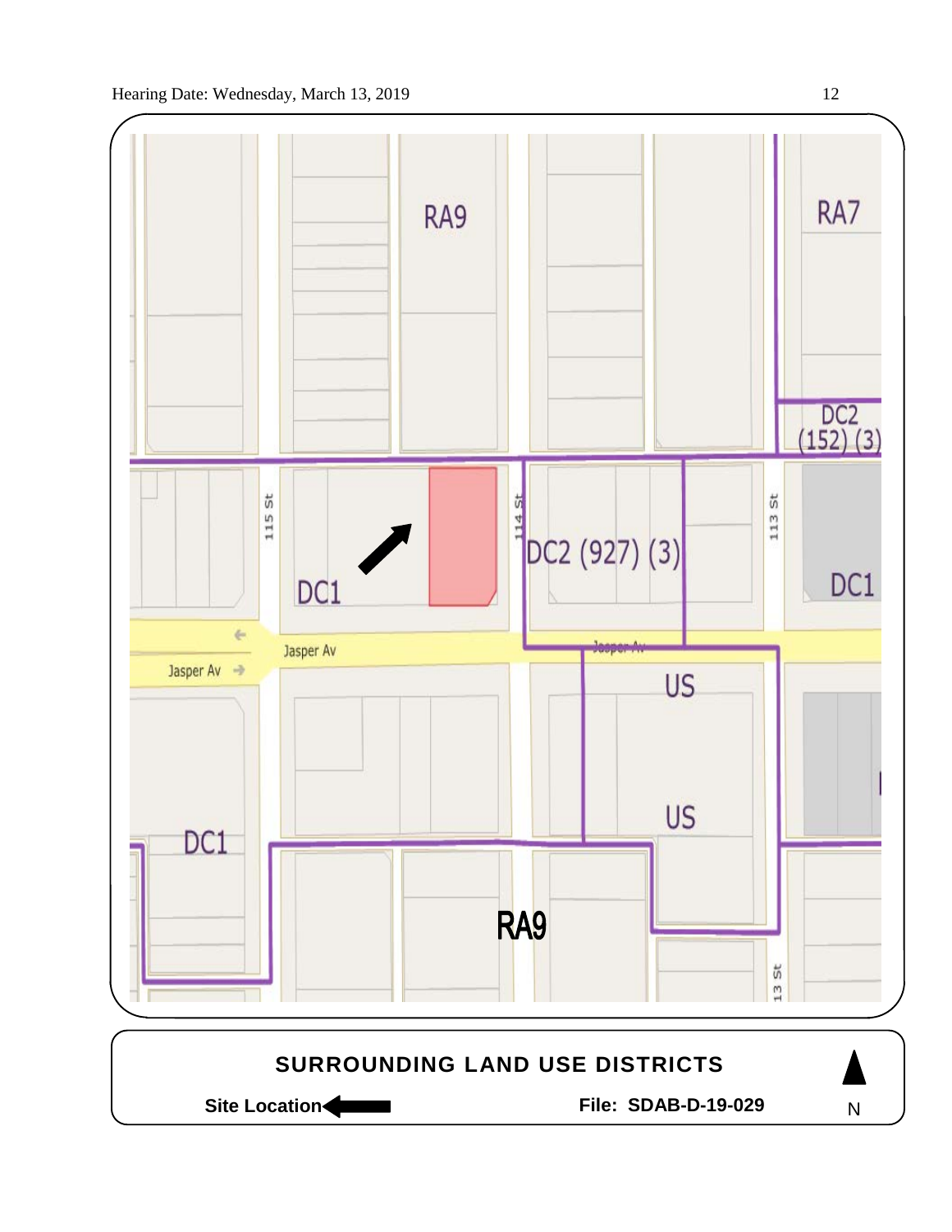RA9

RA7

DC2 (152) (3)

115 St

114 St

113 St

DC2 (927) (3)

DC1

DC1

Jasper Av

Jasper Av

Jasper Av

US

US

DC1

RA9

13 St

**SURROUNDING LAND USE DISTRICTS**

**Site Location**

**File: SDAB-D-19-029**

N